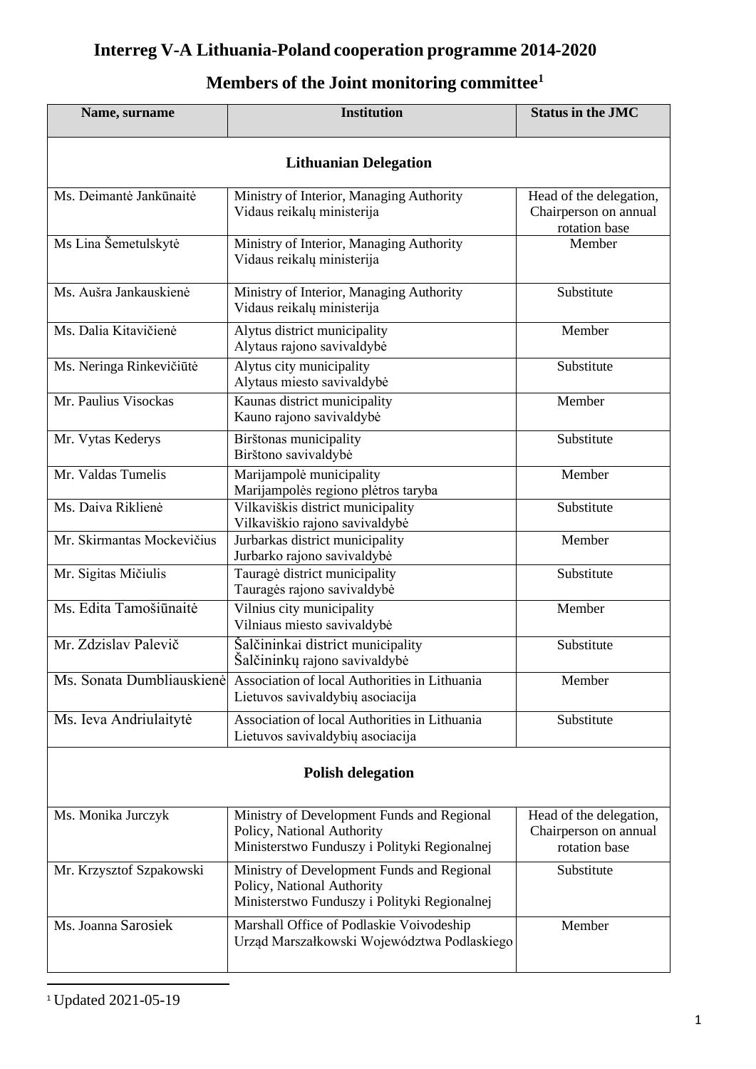# Interreg V-A Lithuania-Poland cooperation programme 2014-2020

## Members of the Joint monitoring committee[1]

| Name, surname | Institution | Status in the JMC |
|---|---|---|
| **Lithuanian Delegation** | | |
| Ms. Deimantė Jankūnaitė | Ministry of Interior, Managing Authority<br>Vidaus reikalų ministerija | Head of the delegation, Chairperson on annual rotation base |
| Ms Lina Šemetulskytė | Ministry of Interior, Managing Authority<br>Vidaus reikalų ministerija | Member |
| Ms. Aušra Jankauskienė | Ministry of Interior, Managing Authority<br>Vidaus reikalų ministerija | Substitute |
| Ms. Dalia Kitavičienė | Alytus district municipality<br>Alytaus rajono savivaldybė | Member |
| Ms. Neringa Rinkevičiūtė | Alytus city municipality<br>Alytaus miesto savivaldybė | Substitute |
| Mr. Paulius Visockas | Kaunas district municipality<br>Kauno rajono savivaldybė | Member |
| Mr. Vytas Kederys | Birštonas municipality<br>Birštono savivaldybė | Substitute |
| Mr. Valdas Tumelis | Marijampolė municipality<br>Marijampolės regiono plėtros taryba | Member |
| Ms. Daiva Riklienė | Vilkaviškis district municipality<br>Vilkaviškio rajono savivaldybė | Substitute |
| Mr. Skirmantas Mockevičius | Jurbarkas district municipality<br>Jurbarko rajono savivaldybė | Member |
| Mr. Sigitas Mičiulis | Tauragė district municipality<br>Tauragės rajono savivaldybė | Substitute |
| Ms. Edita Tamošiūnaitė | Vilnius city municipality<br>Vilniaus miesto savivaldybė | Member |
| Mr. Zdzislav Palevič | Šalčininkai district municipality<br>Šalčininkų rajono savivaldybė | Substitute |
| Ms. Sonata Dumbliauskienė | Association of local Authorities in Lithuania<br>Lietuvos savivaldybių asociacija | Member |
| Ms. Ieva Andriulaitytė | Association of local Authorities in Lithuania<br>Lietuvos savivaldybių asociacija | Substitute |
| **Polish delegation** | | |
| Ms. Monika Jurczyk | Ministry of Development Funds and Regional Policy, National Authority<br>Ministerstwo Funduszy i Polityki Regionalnej | Head of the delegation, Chairperson on annual rotation base |
| Mr. Krzysztof Szpakowski | Ministry of Development Funds and Regional Policy, National Authority<br>Ministerstwo Funduszy i Polityki Regionalnej | Substitute |
| Ms. Joanna Sarosiek | Marshall Office of Podlaskie Voivodeship<br>Urząd Marszałkowski Województwa Podlaskiego | Member |

[1] Updated 2021-05-19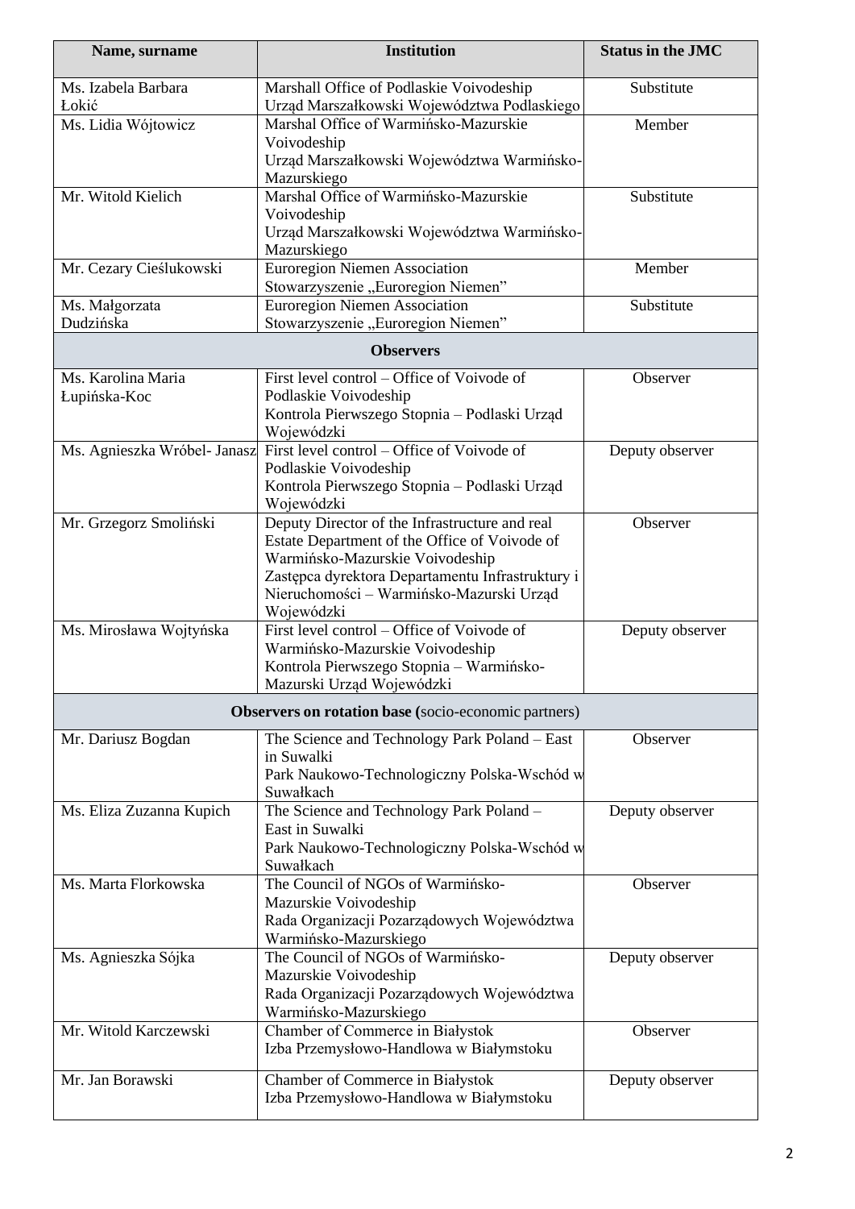| Name, surname | Institution | Status in the JMC |
|---|---|---|
| Ms. Izabela Barbara Łokić | Marshall Office of Podlaskie Voivodeship Urząd Marszałkowski Województwa Podlaskiego | Substitute |
| Ms. Lidia Wójtowicz | Marshal Office of Warmińsko-Mazurskie Voivodeship Urząd Marszałkowski Województwa Warmińsko-Mazurskiego | Member |
| Mr. Witold Kielich | Marshal Office of Warmińsko-Mazurskie Voivodeship Urząd Marszałkowski Województwa Warmińsko-Mazurskiego | Substitute |
| Mr. Cezary Cieślukowski | Euroregion Niemen Association Stowarzyszenie „Euroregion Niemen" | Member |
| Ms. Małgorzata Dudzińska | Euroregion Niemen Association Stowarzyszenie „Euroregion Niemen" | Substitute |
| **Observers** | | |
| Ms. Karolina Maria Łupińska-Koc | First level control – Office of Voivode of Podlaskie Voivodeship Kontrola Pierwszego Stopnia – Podlaski Urząd Wojewódzki | Observer |
| Ms. Agnieszka Wróbel- Janasz | First level control – Office of Voivode of Podlaskie Voivodeship Kontrola Pierwszego Stopnia – Podlaski Urząd Wojewódzki | Deputy observer |
| Mr. Grzegorz Smoliński | Deputy Director of the Infrastructure and real Estate Department of the Office of Voivode of Warmińsko-Mazurskie Voivodeship Zastępca dyrektora Departamentu Infrastruktury i Nieruchomości – Warmińsko-Mazurski Urząd Wojewódzki | Observer |
| Ms. Mirosława Wojtyńska | First level control – Office of Voivode of Warmińsko-Mazurskie Voivodeship Kontrola Pierwszego Stopnia – Warmińsko-Mazurski Urząd Wojewódzki | Deputy observer |
| **Observers on rotation base (**socio-economic partners) | | |
| Mr. Dariusz Bogdan | The Science and Technology Park Poland – East in Suwalki Park Naukowo-Technologiczny Polska-Wschód w Suwałkach | Observer |
| Ms. Eliza Zuzanna Kupich | The Science and Technology Park Poland – East in Suwalki Park Naukowo-Technologiczny Polska-Wschód w Suwałkach | Deputy observer |
| Ms. Marta Florkowska | The Council of NGOs of Warmińsko-Mazurskie Voivodeship Rada Organizacji Pozarządowych Województwa Warmińsko-Mazurskiego | Observer |
| Ms. Agnieszka Sójka | The Council of NGOs of Warmińsko-Mazurskie Voivodeship Rada Organizacji Pozarządowych Województwa Warmińsko-Mazurskiego | Deputy observer |
| Mr. Witold Karczewski | Chamber of Commerce in Białystok Izba Przemysłowo-Handlowa w Białymstoku | Observer |
| Mr. Jan Borawski | Chamber of Commerce in Białystok Izba Przemysłowo-Handlowa w Białymstoku | Deputy observer |